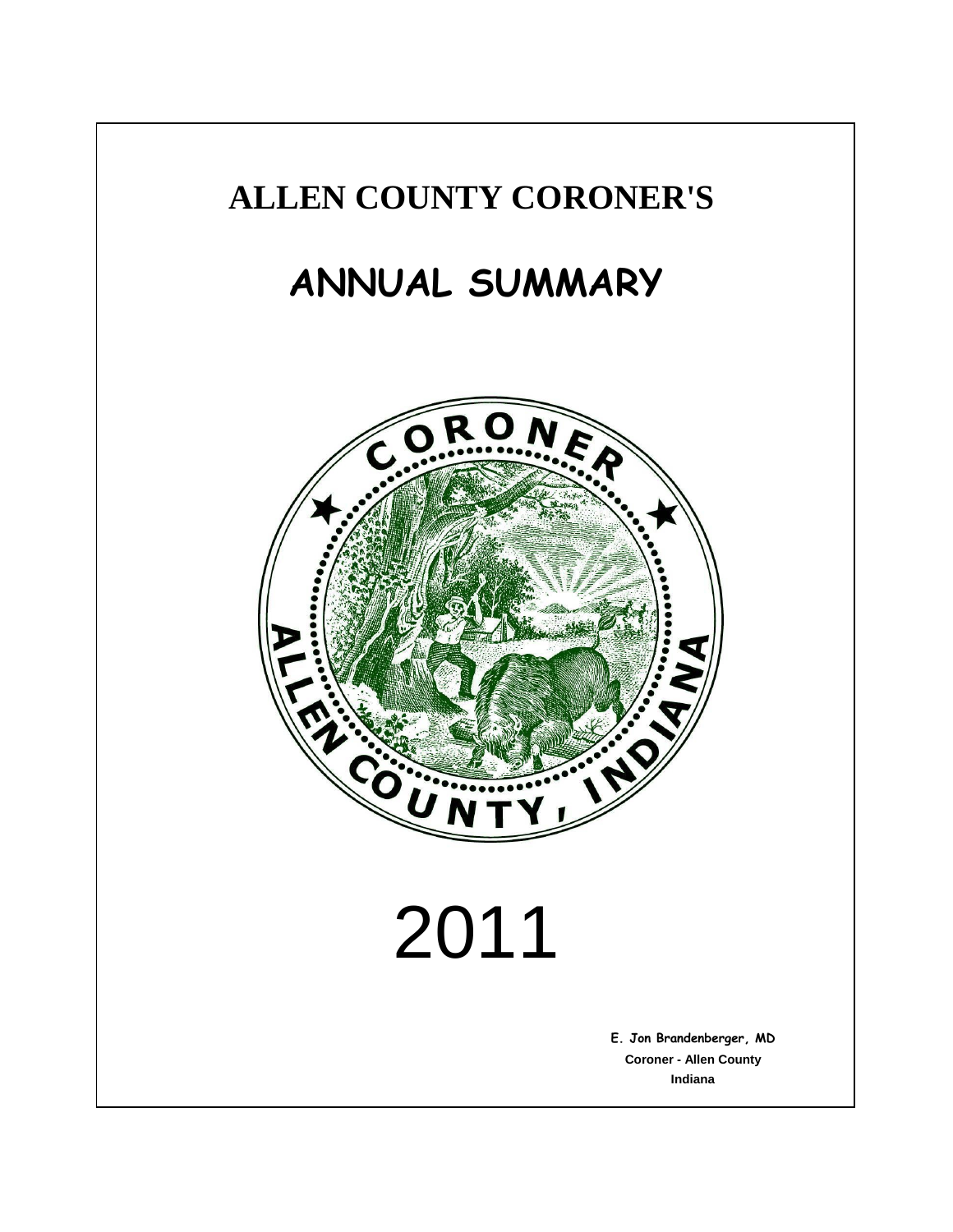# ALLEN COUNTY CORONER'S

# ANNUAL SUMMARY

# 2011

**E. Jon Brandenberger, MD**
**Coroner - Allen County**
**Indiana**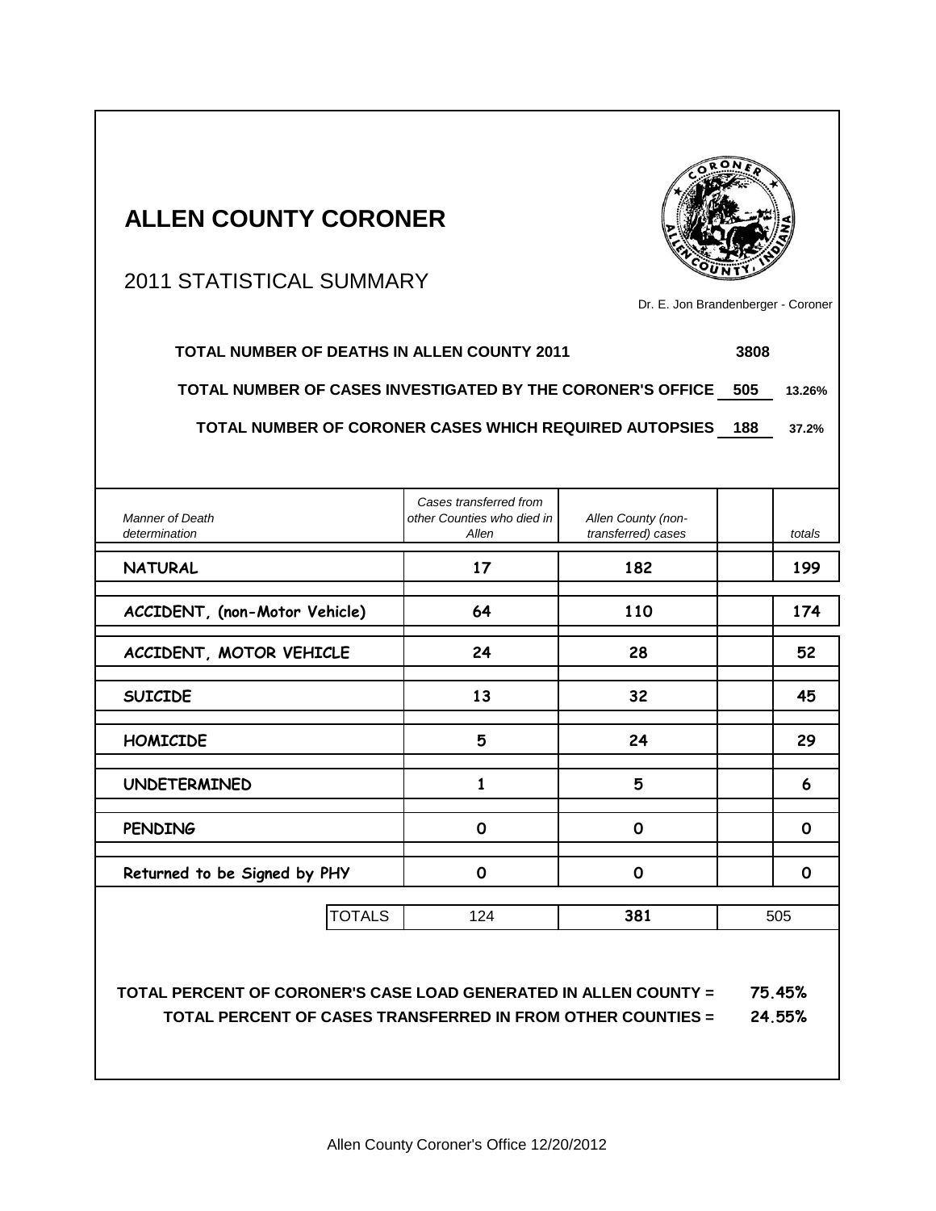# ALLEN COUNTY CORONER

## 2011 STATISTICAL SUMMARY

Dr. E. Jon Brandenberger - Coroner

**TOTAL NUMBER OF DEATHS IN ALLEN COUNTY 2011** **3808**

**TOTAL NUMBER OF CASES INVESTIGATED BY THE CORONER'S OFFICE** **505** **13.26%**

**TOTAL NUMBER OF CORONER CASES WHICH REQUIRED AUTOPSIES** **188** **37.2%**

| *Manner of Death determination* | *Cases transferred from other Counties who died in Allen* | *Allen County (non-transferred) cases* | | *totals* |
|---|---|---|---|---|
| **NATURAL** | **17** | **182** | | **199** |
| **ACCIDENT, (non-Motor Vehicle)** | **64** | **110** | | **174** |
| **ACCIDENT, MOTOR VEHICLE** | **24** | **28** | | **52** |
| **SUICIDE** | **13** | **32** | | **45** |
| **HOMICIDE** | **5** | **24** | | **29** |
| **UNDETERMINED** | **1** | **5** | | **6** |
| **PENDING** | **0** | **0** | | **0** |
| **Returned to be Signed by PHY** | **0** | **0** | | **0** |
| TOTALS | 124 | **381** | | 505 |

**TOTAL PERCENT OF CORONER'S CASE LOAD GENERATED IN ALLEN COUNTY =** **75.45%**

**TOTAL PERCENT OF CASES TRANSFERRED IN FROM OTHER COUNTIES =** **24.55%**

Allen County Coroner's Office 12/20/2012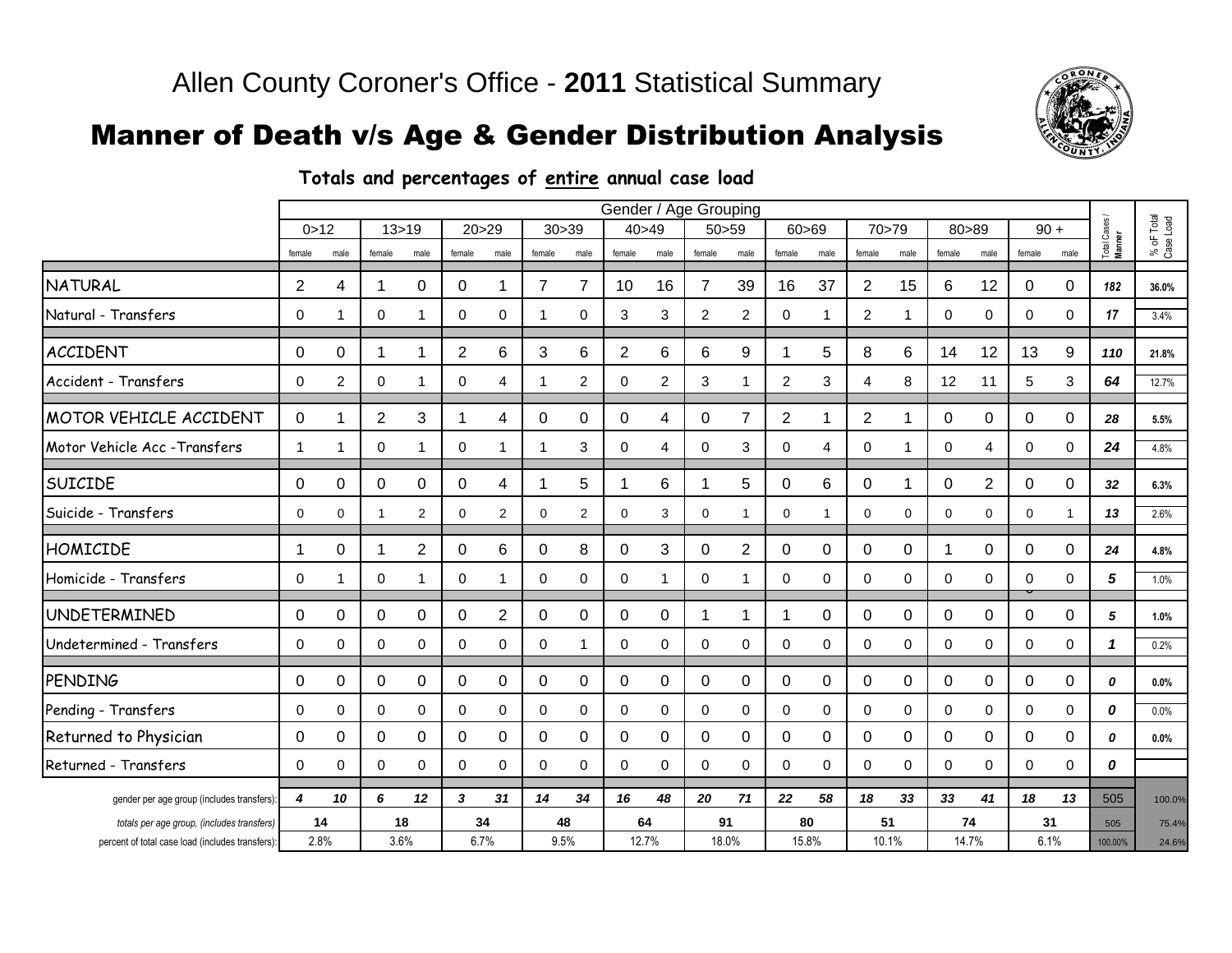# Allen County Coroner's Office - **2011** Statistical Summary

## Manner of Death v/s Age & Gender Distribution Analysis

**Totals and percentages of entire annual case load**

| | Gender / Age Grouping | | | | | | | | | | | | | | | | | | | | Total Cases / Manner | % oF Total Case Load |
|---|---|---|---|---|---|---|---|---|---|---|---|---|---|---|---|---|---|---|---|---|---|---|
| | 0>12 | | 13>19 | | 20>29 | | 30>39 | | 40>49 | | 50>59 | | 60>69 | | 70>79 | | 80>89 | | 90 + | | | |
| | female | male | female | male | female | male | female | male | female | male | female | male | female | male | female | male | female | male | female | male | | |
| NATURAL | 2 | 4 | 1 | 0 | 0 | 1 | 7 | 7 | 10 | 16 | 7 | 39 | 16 | 37 | 2 | 15 | 6 | 12 | 0 | 0 | *182* | 36.0% |
| Natural - Transfers | 0 | 1 | 0 | 1 | 0 | 0 | 1 | 0 | 3 | 3 | 2 | 2 | 0 | 1 | 2 | 1 | 0 | 0 | 0 | 0 | *17* | 3.4% |
| ACCIDENT | 0 | 0 | 1 | 1 | 2 | 6 | 3 | 6 | 2 | 6 | 6 | 9 | 1 | 5 | 8 | 6 | 14 | 12 | 13 | 9 | *110* | 21.8% |
| Accident - Transfers | 0 | 2 | 0 | 1 | 0 | 4 | 1 | 2 | 0 | 2 | 3 | 1 | 2 | 3 | 4 | 8 | 12 | 11 | 5 | 3 | *64* | 12.7% |
| MOTOR VEHICLE ACCIDENT | 0 | 1 | 2 | 3 | 1 | 4 | 0 | 0 | 0 | 4 | 0 | 7 | 2 | 1 | 2 | 1 | 0 | 0 | 0 | 0 | *28* | 5.5% |
| Motor Vehicle Acc -Transfers | 1 | 1 | 0 | 1 | 0 | 1 | 1 | 3 | 0 | 4 | 0 | 3 | 0 | 4 | 0 | 1 | 0 | 4 | 0 | 0 | *24* | 4.8% |
| SUICIDE | 0 | 0 | 0 | 0 | 0 | 4 | 1 | 5 | 1 | 6 | 1 | 5 | 0 | 6 | 0 | 1 | 0 | 2 | 0 | 0 | *32* | 6.3% |
| Suicide - Transfers | 0 | 0 | 1 | 2 | 0 | 2 | 0 | 2 | 0 | 3 | 0 | 1 | 0 | 1 | 0 | 0 | 0 | 0 | 0 | 1 | *13* | 2.6% |
| HOMICIDE | 1 | 0 | 1 | 2 | 0 | 6 | 0 | 8 | 0 | 3 | 0 | 2 | 0 | 0 | 0 | 0 | 1 | 0 | 0 | 0 | *24* | 4.8% |
| Homicide - Transfers | 0 | 1 | 0 | 1 | 0 | 1 | 0 | 0 | 0 | 1 | 0 | 1 | 0 | 0 | 0 | 0 | 0 | 0 | 0 | 0 | *5* | 1.0% |
| UNDETERMINED | 0 | 0 | 0 | 0 | 0 | 2 | 0 | 0 | 0 | 0 | 1 | 1 | 1 | 0 | 0 | 0 | 0 | 0 | 0 | 0 | *5* | 1.0% |
| Undetermined - Transfers | 0 | 0 | 0 | 0 | 0 | 0 | 0 | 1 | 0 | 0 | 0 | 0 | 0 | 0 | 0 | 0 | 0 | 0 | 0 | 0 | *1* | 0.2% |
| PENDING | 0 | 0 | 0 | 0 | 0 | 0 | 0 | 0 | 0 | 0 | 0 | 0 | 0 | 0 | 0 | 0 | 0 | 0 | 0 | 0 | *0* | 0.0% |
| Pending - Transfers | 0 | 0 | 0 | 0 | 0 | 0 | 0 | 0 | 0 | 0 | 0 | 0 | 0 | 0 | 0 | 0 | 0 | 0 | 0 | 0 | *0* | 0.0% |
| Returned to Physician | 0 | 0 | 0 | 0 | 0 | 0 | 0 | 0 | 0 | 0 | 0 | 0 | 0 | 0 | 0 | 0 | 0 | 0 | 0 | 0 | *0* | 0.0% |
| Returned - Transfers | 0 | 0 | 0 | 0 | 0 | 0 | 0 | 0 | 0 | 0 | 0 | 0 | 0 | 0 | 0 | 0 | 0 | 0 | 0 | 0 | *0* | |
| gender per age group (includes transfers): | *4* | *10* | *6* | *12* | *3* | *31* | *14* | *34* | *16* | *48* | *20* | *71* | *22* | *58* | *18* | *33* | *33* | *41* | *18* | *13* | 505 | 100.0% |
| *totals per age group, (includes transfers)* | 14 | | 18 | | 34 | | 48 | | 64 | | 91 | | 80 | | 51 | | 74 | | 31 | | 505 | 75.4% |
| percent of total case load (includes transfers): | 2.8% | | 3.6% | | 6.7% | | 9.5% | | 12.7% | | 18.0% | | 15.8% | | 10.1% | | 14.7% | | 6.1% | | 100.00% | 24.6% |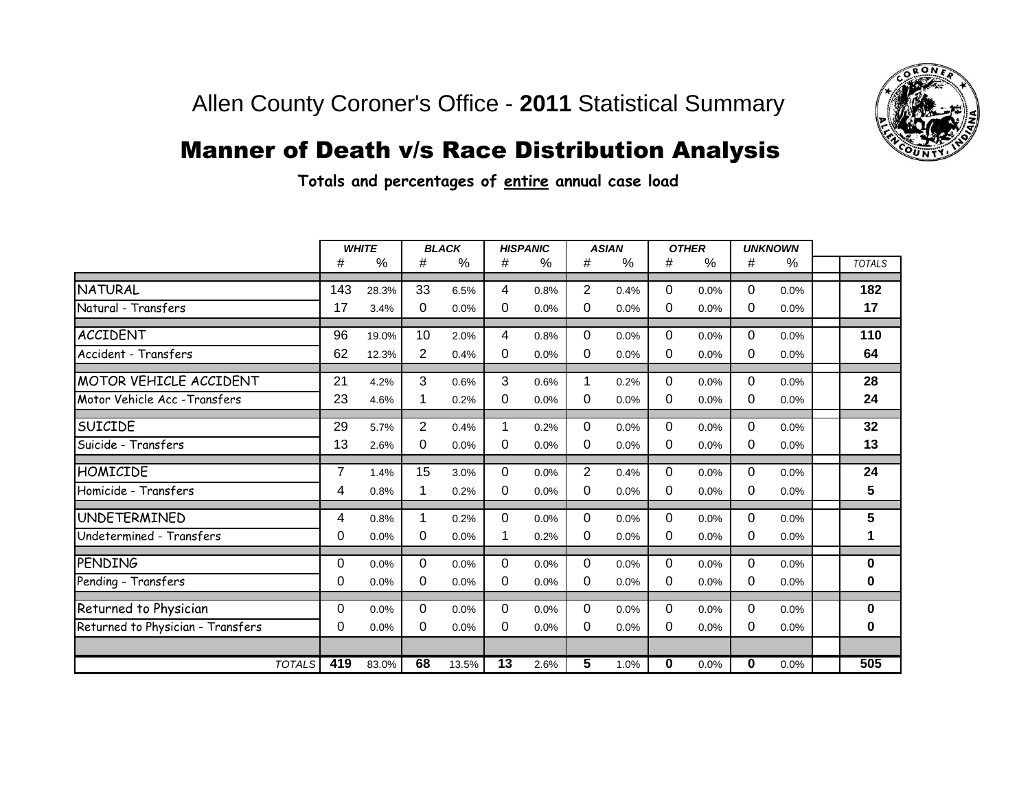Allen County Coroner's Office - **2011** Statistical Summary

# Manner of Death v/s Race Distribution Analysis

**Totals and percentages of entire annual case load**

| | *WHITE* | | *BLACK* | | *HISPANIC* | | *ASIAN* | | *OTHER* | | *UNKNOWN* | | |
|---|---|---|---|---|---|---|---|---|---|---|---|---|---|
| | # | % | # | % | # | % | # | % | # | % | # | % | *TOTALS* |
| NATURAL | 143 | 28.3% | 33 | 6.5% | 4 | 0.8% | 2 | 0.4% | 0 | 0.0% | 0 | 0.0% | **182** |
| Natural - Transfers | 17 | 3.4% | 0 | 0.0% | 0 | 0.0% | 0 | 0.0% | 0 | 0.0% | 0 | 0.0% | **17** |
| ACCIDENT | 96 | 19.0% | 10 | 2.0% | 4 | 0.8% | 0 | 0.0% | 0 | 0.0% | 0 | 0.0% | **110** |
| Accident - Transfers | 62 | 12.3% | 2 | 0.4% | 0 | 0.0% | 0 | 0.0% | 0 | 0.0% | 0 | 0.0% | **64** |
| MOTOR VEHICLE ACCIDENT | 21 | 4.2% | 3 | 0.6% | 3 | 0.6% | 1 | 0.2% | 0 | 0.0% | 0 | 0.0% | **28** |
| Motor Vehicle Acc -Transfers | 23 | 4.6% | 1 | 0.2% | 0 | 0.0% | 0 | 0.0% | 0 | 0.0% | 0 | 0.0% | **24** |
| SUICIDE | 29 | 5.7% | 2 | 0.4% | 1 | 0.2% | 0 | 0.0% | 0 | 0.0% | 0 | 0.0% | **32** |
| Suicide - Transfers | 13 | 2.6% | 0 | 0.0% | 0 | 0.0% | 0 | 0.0% | 0 | 0.0% | 0 | 0.0% | **13** |
| HOMICIDE | 7 | 1.4% | 15 | 3.0% | 0 | 0.0% | 2 | 0.4% | 0 | 0.0% | 0 | 0.0% | **24** |
| Homicide - Transfers | 4 | 0.8% | 1 | 0.2% | 0 | 0.0% | 0 | 0.0% | 0 | 0.0% | 0 | 0.0% | **5** |
| UNDETERMINED | 4 | 0.8% | 1 | 0.2% | 0 | 0.0% | 0 | 0.0% | 0 | 0.0% | 0 | 0.0% | **5** |
| Undetermined - Transfers | 0 | 0.0% | 0 | 0.0% | 1 | 0.2% | 0 | 0.0% | 0 | 0.0% | 0 | 0.0% | **1** |
| PENDING | 0 | 0.0% | 0 | 0.0% | 0 | 0.0% | 0 | 0.0% | 0 | 0.0% | 0 | 0.0% | **0** |
| Pending - Transfers | 0 | 0.0% | 0 | 0.0% | 0 | 0.0% | 0 | 0.0% | 0 | 0.0% | 0 | 0.0% | **0** |
| Returned to Physician | 0 | 0.0% | 0 | 0.0% | 0 | 0.0% | 0 | 0.0% | 0 | 0.0% | 0 | 0.0% | **0** |
| Returned to Physician - Transfers | 0 | 0.0% | 0 | 0.0% | 0 | 0.0% | 0 | 0.0% | 0 | 0.0% | 0 | 0.0% | **0** |
| *TOTALS* | **419** | 83.0% | **68** | 13.5% | **13** | 2.6% | **5** | 1.0% | **0** | 0.0% | **0** | 0.0% | **505** |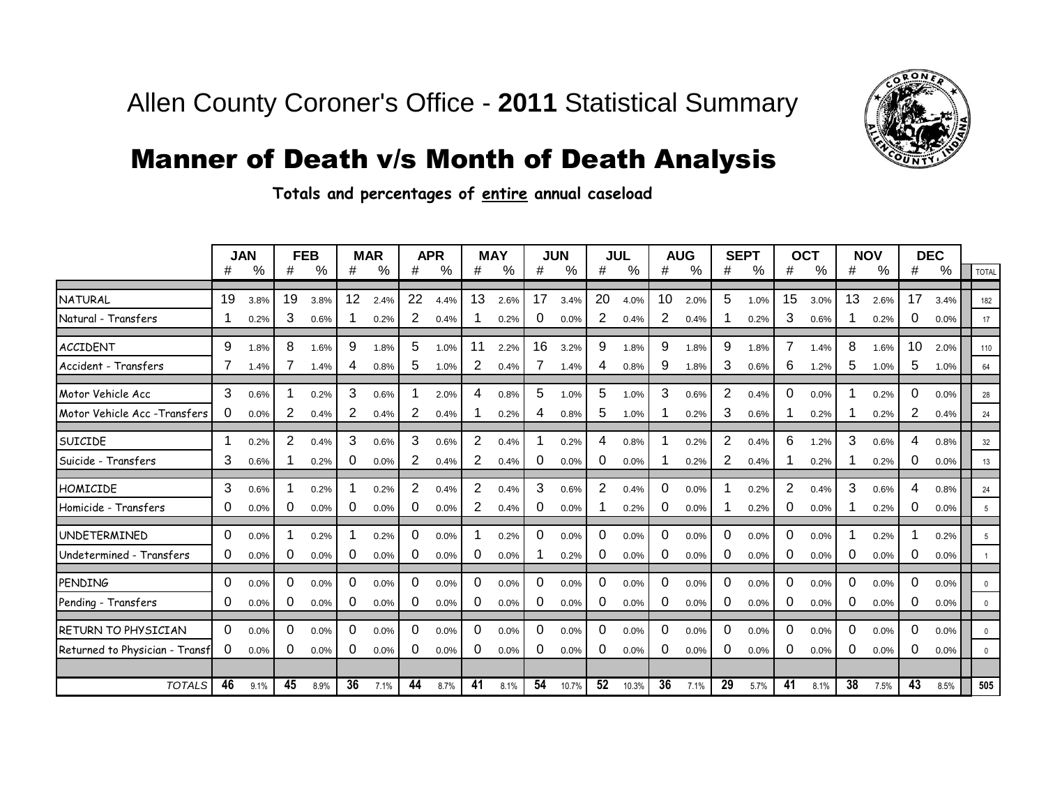# Allen County Coroner's Office - **2011** Statistical Summary

## Manner of Death v/s Month of Death Analysis

**Totals and percentages of entire annual caseload**

| | JAN | | FEB | | MAR | | APR | | MAY | | JUN | | JUL | | AUG | | SEPT | | OCT | | NOV | | DEC | | |
|---|---|---|---|---|---|---|---|---|---|---|---|---|---|---|---|---|---|---|---|---|---|---|---|---|---|
| | # | % | # | % | # | % | # | % | # | % | # | % | # | % | # | % | # | % | # | % | # | % | # | % | TOTAL |
| NATURAL | 19 | 3.8% | 19 | 3.8% | 12 | 2.4% | 22 | 4.4% | 13 | 2.6% | 17 | 3.4% | 20 | 4.0% | 10 | 2.0% | 5 | 1.0% | 15 | 3.0% | 13 | 2.6% | 17 | 3.4% | 182 |
| Natural - Transfers | 1 | 0.2% | 3 | 0.6% | 1 | 0.2% | 2 | 0.4% | 1 | 0.2% | 0 | 0.0% | 2 | 0.4% | 2 | 0.4% | 1 | 0.2% | 3 | 0.6% | 1 | 0.2% | 0 | 0.0% | 17 |
| ACCIDENT | 9 | 1.8% | 8 | 1.6% | 9 | 1.8% | 5 | 1.0% | 11 | 2.2% | 16 | 3.2% | 9 | 1.8% | 9 | 1.8% | 9 | 1.8% | 7 | 1.4% | 8 | 1.6% | 10 | 2.0% | 110 |
| Accident - Transfers | 7 | 1.4% | 7 | 1.4% | 4 | 0.8% | 5 | 1.0% | 2 | 0.4% | 7 | 1.4% | 4 | 0.8% | 9 | 1.8% | 3 | 0.6% | 6 | 1.2% | 5 | 1.0% | 5 | 1.0% | 64 |
| Motor Vehicle Acc | 3 | 0.6% | 1 | 0.2% | 3 | 0.6% | 1 | 2.0% | 4 | 0.8% | 5 | 1.0% | 5 | 1.0% | 3 | 0.6% | 2 | 0.4% | 0 | 0.0% | 1 | 0.2% | 0 | 0.0% | 28 |
| Motor Vehicle Acc -Transfers | 0 | 0.0% | 2 | 0.4% | 2 | 0.4% | 2 | 0.4% | 1 | 0.2% | 4 | 0.8% | 5 | 1.0% | 1 | 0.2% | 3 | 0.6% | 1 | 0.2% | 1 | 0.2% | 2 | 0.4% | 24 |
| SUICIDE | 1 | 0.2% | 2 | 0.4% | 3 | 0.6% | 3 | 0.6% | 2 | 0.4% | 1 | 0.2% | 4 | 0.8% | 1 | 0.2% | 2 | 0.4% | 6 | 1.2% | 3 | 0.6% | 4 | 0.8% | 32 |
| Suicide - Transfers | 3 | 0.6% | 1 | 0.2% | 0 | 0.0% | 2 | 0.4% | 2 | 0.4% | 0 | 0.0% | 0 | 0.0% | 1 | 0.2% | 2 | 0.4% | 1 | 0.2% | 1 | 0.2% | 0 | 0.0% | 13 |
| HOMICIDE | 3 | 0.6% | 1 | 0.2% | 1 | 0.2% | 2 | 0.4% | 2 | 0.4% | 3 | 0.6% | 2 | 0.4% | 0 | 0.0% | 1 | 0.2% | 2 | 0.4% | 3 | 0.6% | 4 | 0.8% | 24 |
| Homicide - Transfers | 0 | 0.0% | 0 | 0.0% | 0 | 0.0% | 0 | 0.0% | 2 | 0.4% | 0 | 0.0% | 1 | 0.2% | 0 | 0.0% | 1 | 0.2% | 0 | 0.0% | 1 | 0.2% | 0 | 0.0% | 5 |
| UNDETERMINED | 0 | 0.0% | 1 | 0.2% | 1 | 0.2% | 0 | 0.0% | 1 | 0.2% | 0 | 0.0% | 0 | 0.0% | 0 | 0.0% | 0 | 0.0% | 0 | 0.0% | 1 | 0.2% | 1 | 0.2% | 5 |
| Undetermined - Transfers | 0 | 0.0% | 0 | 0.0% | 0 | 0.0% | 0 | 0.0% | 0 | 0.0% | 1 | 0.2% | 0 | 0.0% | 0 | 0.0% | 0 | 0.0% | 0 | 0.0% | 0 | 0.0% | 0 | 0.0% | 1 |
| PENDING | 0 | 0.0% | 0 | 0.0% | 0 | 0.0% | 0 | 0.0% | 0 | 0.0% | 0 | 0.0% | 0 | 0.0% | 0 | 0.0% | 0 | 0.0% | 0 | 0.0% | 0 | 0.0% | 0 | 0.0% | 0 |
| Pending - Transfers | 0 | 0.0% | 0 | 0.0% | 0 | 0.0% | 0 | 0.0% | 0 | 0.0% | 0 | 0.0% | 0 | 0.0% | 0 | 0.0% | 0 | 0.0% | 0 | 0.0% | 0 | 0.0% | 0 | 0.0% | 0 |
| RETURN TO PHYSICIAN | 0 | 0.0% | 0 | 0.0% | 0 | 0.0% | 0 | 0.0% | 0 | 0.0% | 0 | 0.0% | 0 | 0.0% | 0 | 0.0% | 0 | 0.0% | 0 | 0.0% | 0 | 0.0% | 0 | 0.0% | 0 |
| Returned to Physician - Transf | 0 | 0.0% | 0 | 0.0% | 0 | 0.0% | 0 | 0.0% | 0 | 0.0% | 0 | 0.0% | 0 | 0.0% | 0 | 0.0% | 0 | 0.0% | 0 | 0.0% | 0 | 0.0% | 0 | 0.0% | 0 |
| *TOTALS* | **46** | 9.1% | **45** | 8.9% | **36** | 7.1% | **44** | 8.7% | **41** | 8.1% | **54** | 10.7% | **52** | 10.3% | **36** | 7.1% | **29** | 5.7% | **41** | 8.1% | **38** | 7.5% | **43** | 8.5% | **505** |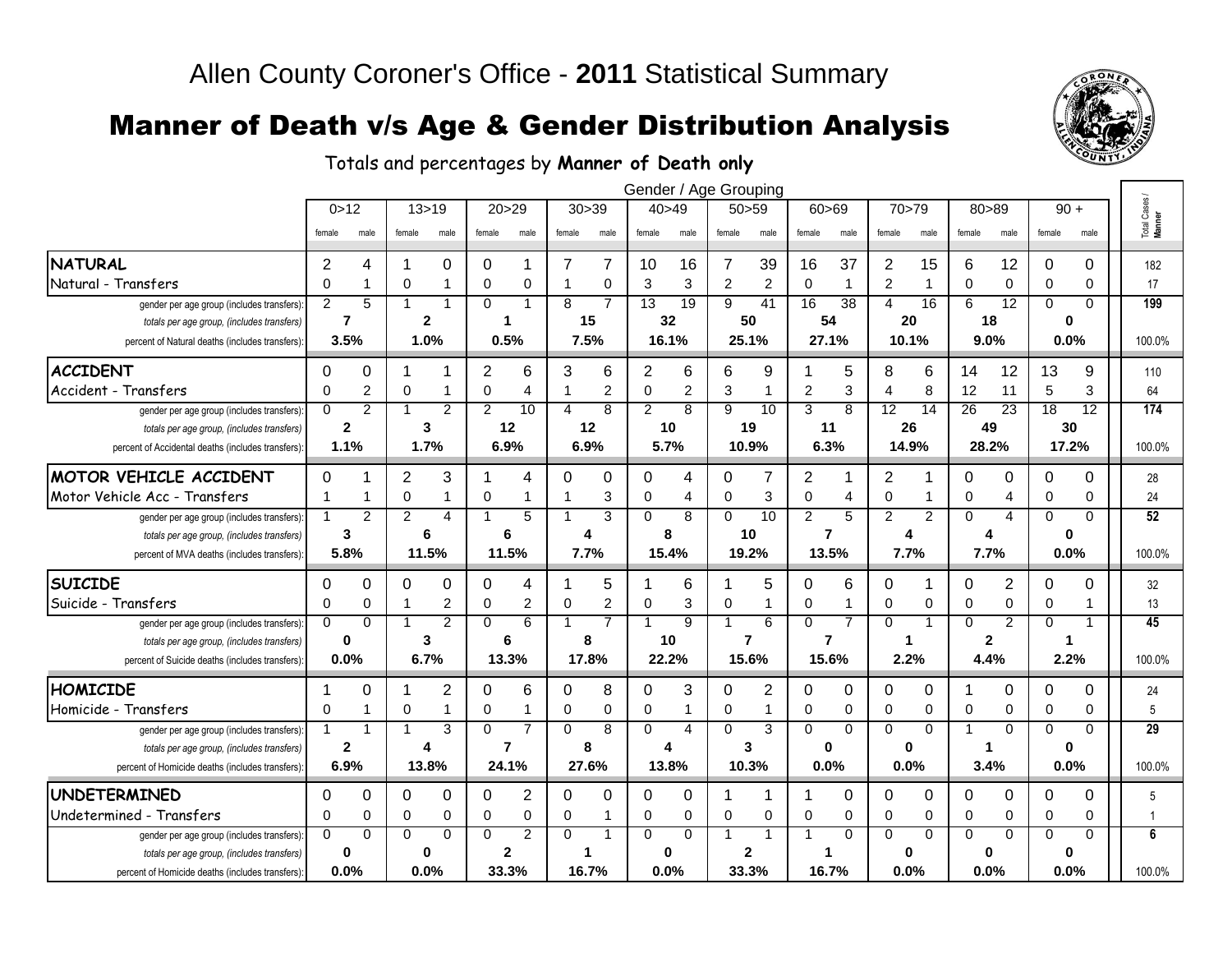# Allen County Coroner's Office - **2011** Statistical Summary

## Manner of Death v/s Age & Gender Distribution Analysis

Totals and percentages by **Manner of Death only**

| | Gender / Age Grouping | | | | | | | | | | | | | | | | | | | | Total Cases / Manner |
|---|---|---|---|---|---|---|---|---|---|---|---|---|---|---|---|---|---|---|---|---|---|
| | 0>12 | | 13>19 | | 20>29 | | 30>39 | | 40>49 | | 50>59 | | 60>69 | | 70>79 | | 80>89 | | 90 + | | |
| | female | male | female | male | female | male | female | male | female | male | female | male | female | male | female | male | female | male | female | male | |
| **NATURAL** | 2 | 4 | 1 | 0 | 0 | 1 | 7 | 7 | 10 | 16 | 7 | 39 | 16 | 37 | 2 | 15 | 6 | 12 | 0 | 0 | 182 |
| Natural - Transfers | 0 | 1 | 0 | 1 | 0 | 0 | 1 | 0 | 3 | 3 | 2 | 2 | 0 | 1 | 2 | 1 | 0 | 0 | 0 | 0 | 17 |
| gender per age group (includes transfers): | 2 | 5 | 1 | 1 | 0 | 1 | 8 | 7 | 13 | 19 | 9 | 41 | 16 | 38 | 4 | 16 | 6 | 12 | 0 | 0 | **199** |
| *totals per age group, (includes transfers)* | **7** | | **2** | | **1** | | **15** | | **32** | | **50** | | **54** | | **20** | | **18** | | **0** | | |
| percent of Natural deaths (includes transfers): | **3.5%** | | **1.0%** | | **0.5%** | | **7.5%** | | **16.1%** | | **25.1%** | | **27.1%** | | **10.1%** | | **9.0%** | | **0.0%** | | 100.0% |
| **ACCIDENT** | 0 | 0 | 1 | 1 | 2 | 6 | 3 | 6 | 2 | 6 | 6 | 9 | 1 | 5 | 8 | 6 | 14 | 12 | 13 | 9 | 110 |
| Accident - Transfers | 0 | 2 | 0 | 1 | 0 | 4 | 1 | 2 | 0 | 2 | 3 | 1 | 2 | 3 | 4 | 8 | 12 | 11 | 5 | 3 | 64 |
| gender per age group (includes transfers): | 0 | 2 | 1 | 2 | 2 | 10 | 4 | 8 | 2 | 8 | 9 | 10 | 3 | 8 | 12 | 14 | 26 | 23 | 18 | 12 | **174** |
| *totals per age group, (includes transfers)* | **2** | | **3** | | **12** | | **12** | | **10** | | **19** | | **11** | | **26** | | **49** | | **30** | | |
| percent of Accidental deaths (includes transfers): | **1.1%** | | **1.7%** | | **6.9%** | | **6.9%** | | **5.7%** | | **10.9%** | | **6.3%** | | **14.9%** | | **28.2%** | | **17.2%** | | 100.0% |
| **MOTOR VEHICLE ACCIDENT** | 0 | 1 | 2 | 3 | 1 | 4 | 0 | 0 | 0 | 4 | 0 | 7 | 2 | 1 | 2 | 1 | 0 | 0 | 0 | 0 | 28 |
| Motor Vehicle Acc - Transfers | 1 | 1 | 0 | 1 | 0 | 1 | 1 | 3 | 0 | 4 | 0 | 3 | 0 | 4 | 0 | 1 | 0 | 4 | 0 | 0 | 24 |
| gender per age group (includes transfers): | 1 | 2 | 2 | 4 | 1 | 5 | 1 | 3 | 0 | 8 | 0 | 10 | 2 | 5 | 2 | 2 | 0 | 4 | 0 | 0 | **52** |
| *totals per age group, (includes transfers)* | **3** | | **6** | | **6** | | **4** | | **8** | | **10** | | **7** | | **4** | | **4** | | **0** | | |
| percent of MVA deaths (includes transfers): | **5.8%** | | **11.5%** | | **11.5%** | | **7.7%** | | **15.4%** | | **19.2%** | | **13.5%** | | **7.7%** | | **7.7%** | | **0.0%** | | 100.0% |
| **SUICIDE** | 0 | 0 | 0 | 0 | 0 | 4 | 1 | 5 | 1 | 6 | 1 | 5 | 0 | 6 | 0 | 1 | 0 | 2 | 0 | 0 | 32 |
| Suicide - Transfers | 0 | 0 | 1 | 2 | 0 | 2 | 0 | 2 | 0 | 3 | 0 | 1 | 0 | 1 | 0 | 0 | 0 | 0 | 0 | 1 | 13 |
| gender per age group (includes transfers): | 0 | 0 | 1 | 2 | 0 | 6 | 1 | 7 | 1 | 9 | 1 | 6 | 0 | 7 | 0 | 1 | 0 | 2 | 0 | 1 | **45** |
| *totals per age group, (includes transfers)* | **0** | | **3** | | **6** | | **8** | | **10** | | **7** | | **7** | | **1** | | **2** | | **1** | | |
| percent of Suicide deaths (includes transfers): | **0.0%** | | **6.7%** | | **13.3%** | | **17.8%** | | **22.2%** | | **15.6%** | | **15.6%** | | **2.2%** | | **4.4%** | | **2.2%** | | 100.0% |
| **HOMICIDE** | 1 | 0 | 1 | 2 | 0 | 6 | 0 | 8 | 0 | 3 | 0 | 2 | 0 | 0 | 0 | 0 | 1 | 0 | 0 | 0 | 24 |
| Homicide - Transfers | 0 | 1 | 0 | 1 | 0 | 1 | 0 | 0 | 0 | 1 | 0 | 1 | 0 | 0 | 0 | 0 | 0 | 0 | 0 | 0 | 5 |
| gender per age group (includes transfers): | 1 | 1 | 1 | 3 | 0 | 7 | 0 | 8 | 0 | 4 | 0 | 3 | 0 | 0 | 0 | 0 | 1 | 0 | 0 | 0 | **29** |
| *totals per age group, (includes transfers)* | **2** | | **4** | | **7** | | **8** | | **4** | | **3** | | **0** | | **0** | | **1** | | **0** | | |
| percent of Homicide deaths (includes transfers): | **6.9%** | | **13.8%** | | **24.1%** | | **27.6%** | | **13.8%** | | **10.3%** | | **0.0%** | | **0.0%** | | **3.4%** | | **0.0%** | | 100.0% |
| **UNDETERMINED** | 0 | 0 | 0 | 0 | 0 | 2 | 0 | 0 | 0 | 0 | 1 | 1 | 1 | 0 | 0 | 0 | 0 | 0 | 0 | 0 | 5 |
| Undetermined - Transfers | 0 | 0 | 0 | 0 | 0 | 0 | 0 | 1 | 0 | 0 | 0 | 0 | 0 | 0 | 0 | 0 | 0 | 0 | 0 | 0 | 1 |
| gender per age group (includes transfers): | 0 | 0 | 0 | 0 | 0 | 2 | 0 | 1 | 0 | 0 | 1 | 1 | 1 | 0 | 0 | 0 | 0 | 0 | 0 | 0 | **6** |
| *totals per age group, (includes transfers)* | **0** | | **0** | | **2** | | **1** | | **0** | | **2** | | **1** | | **0** | | **0** | | **0** | | |
| percent of Homicide deaths (includes transfers): | **0.0%** | | **0.0%** | | **33.3%** | | **16.7%** | | **0.0%** | | **33.3%** | | **16.7%** | | **0.0%** | | **0.0%** | | **0.0%** | | 100.0% |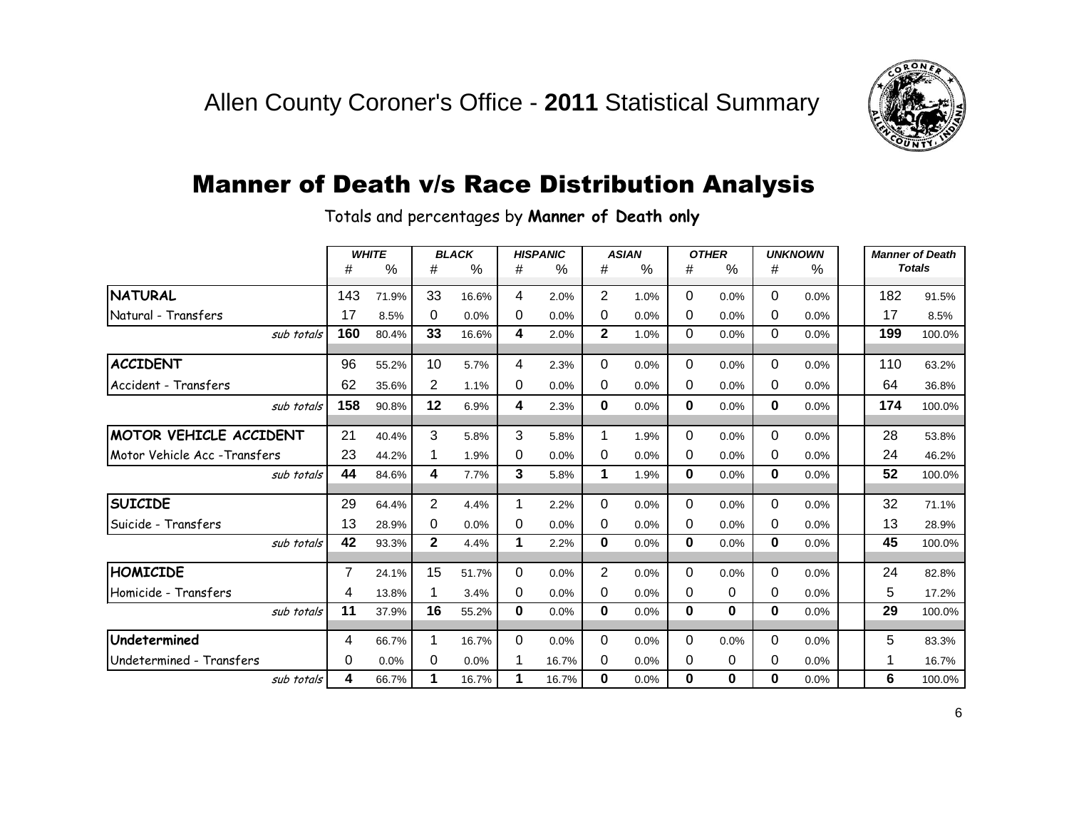# Allen County Coroner's Office - **2011** Statistical Summary

## Manner of Death v/s Race Distribution Analysis

Totals and percentages by **Manner of Death only**

| | WHITE | | BLACK | | HISPANIC | | ASIAN | | OTHER | | UNKNOWN | | Manner of Death Totals | |
|---|---|---|---|---|---|---|---|---|---|---|---|---|---|---|
| | # | % | # | % | # | % | # | % | # | % | # | % | | |
| **NATURAL** | 143 | 71.9% | 33 | 16.6% | 4 | 2.0% | 2 | 1.0% | 0 | 0.0% | 0 | 0.0% | 182 | 91.5% |
| Natural - Transfers | 17 | 8.5% | 0 | 0.0% | 0 | 0.0% | 0 | 0.0% | 0 | 0.0% | 0 | 0.0% | 17 | 8.5% |
| *sub totals* | **160** | 80.4% | **33** | 16.6% | **4** | 2.0% | **2** | 1.0% | 0 | 0.0% | 0 | 0.0% | **199** | 100.0% |
| **ACCIDENT** | 96 | 55.2% | 10 | 5.7% | 4 | 2.3% | 0 | 0.0% | 0 | 0.0% | 0 | 0.0% | 110 | 63.2% |
| Accident - Transfers | 62 | 35.6% | 2 | 1.1% | 0 | 0.0% | 0 | 0.0% | 0 | 0.0% | 0 | 0.0% | 64 | 36.8% |
| *sub totals* | **158** | 90.8% | **12** | 6.9% | **4** | 2.3% | **0** | 0.0% | **0** | 0.0% | **0** | 0.0% | **174** | 100.0% |
| **MOTOR VEHICLE ACCIDENT** | 21 | 40.4% | 3 | 5.8% | 3 | 5.8% | 1 | 1.9% | 0 | 0.0% | 0 | 0.0% | 28 | 53.8% |
| Motor Vehicle Acc -Transfers | 23 | 44.2% | 1 | 1.9% | 0 | 0.0% | 0 | 0.0% | 0 | 0.0% | 0 | 0.0% | 24 | 46.2% |
| *sub totals* | **44** | 84.6% | **4** | 7.7% | **3** | 5.8% | **1** | 1.9% | **0** | 0.0% | **0** | 0.0% | **52** | 100.0% |
| **SUICIDE** | 29 | 64.4% | 2 | 4.4% | 1 | 2.2% | 0 | 0.0% | 0 | 0.0% | 0 | 0.0% | 32 | 71.1% |
| Suicide - Transfers | 13 | 28.9% | 0 | 0.0% | 0 | 0.0% | 0 | 0.0% | 0 | 0.0% | 0 | 0.0% | 13 | 28.9% |
| *sub totals* | **42** | 93.3% | **2** | 4.4% | **1** | 2.2% | **0** | 0.0% | **0** | 0.0% | **0** | 0.0% | **45** | 100.0% |
| **HOMICIDE** | 7 | 24.1% | 15 | 51.7% | 0 | 0.0% | 2 | 0.0% | 0 | 0.0% | 0 | 0.0% | 24 | 82.8% |
| Homicide - Transfers | 4 | 13.8% | 1 | 3.4% | 0 | 0.0% | 0 | 0.0% | 0 | 0 | 0 | 0.0% | 5 | 17.2% |
| *sub totals* | **11** | 37.9% | **16** | 55.2% | **0** | 0.0% | **0** | 0.0% | **0** | **0** | **0** | 0.0% | **29** | 100.0% |
| **Undetermined** | 4 | 66.7% | 1 | 16.7% | 0 | 0.0% | 0 | 0.0% | 0 | 0.0% | 0 | 0.0% | 5 | 83.3% |
| Undetermined - Transfers | 0 | 0.0% | 0 | 0.0% | 1 | 16.7% | 0 | 0.0% | 0 | 0 | 0 | 0.0% | 1 | 16.7% |
| *sub totals* | **4** | 66.7% | **1** | 16.7% | **1** | 16.7% | **0** | 0.0% | **0** | **0** | **0** | 0.0% | **6** | 100.0% |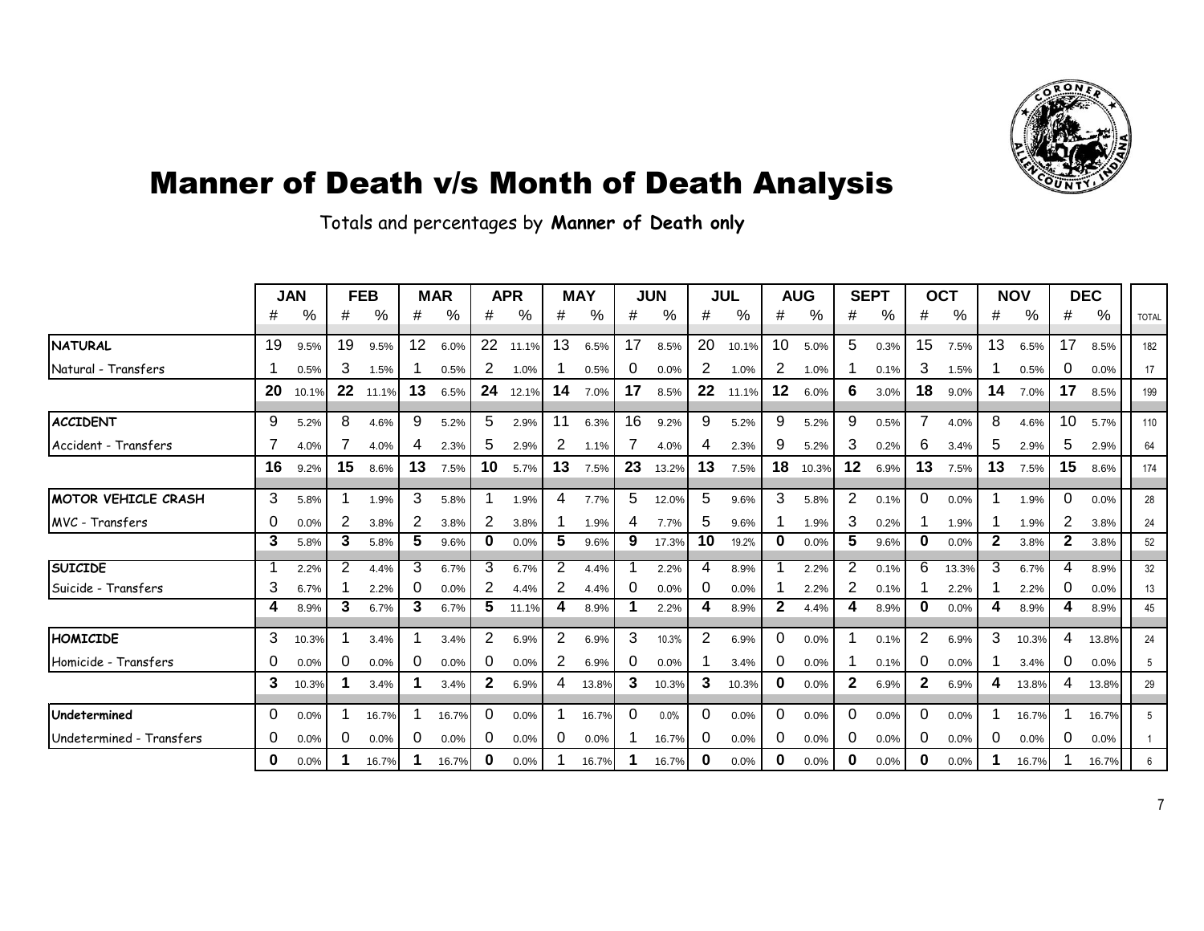# Manner of Death v/s Month of Death Analysis

Totals and percentages by **Manner of Death only**

| | JAN | | FEB | | MAR | | APR | | MAY | | JUN | | JUL | | AUG | | SEPT | | OCT | | NOV | | DEC | | |
|---|---|---|---|---|---|---|---|---|---|---|---|---|---|---|---|---|---|---|---|---|---|---|---|---|---|
| | # | % | # | % | # | % | # | % | # | % | # | % | # | % | # | % | # | % | # | % | # | % | # | % | TOTAL |
| **NATURAL** | 19 | 9.5% | 19 | 9.5% | 12 | 6.0% | 22 | 11.1% | 13 | 6.5% | 17 | 8.5% | 20 | 10.1% | 10 | 5.0% | 5 | 0.3% | 15 | 7.5% | 13 | 6.5% | 17 | 8.5% | 182 |
| Natural - Transfers | 1 | 0.5% | 3 | 1.5% | 1 | 0.5% | 2 | 1.0% | 1 | 0.5% | 0 | 0.0% | 2 | 1.0% | 2 | 1.0% | 1 | 0.1% | 3 | 1.5% | 1 | 0.5% | 0 | 0.0% | 17 |
| | **20** | 10.1% | **22** | 11.1% | **13** | 6.5% | **24** | 12.1% | **14** | 7.0% | **17** | 8.5% | **22** | 11.1% | **12** | 6.0% | **6** | 3.0% | **18** | 9.0% | **14** | 7.0% | **17** | 8.5% | 199 |
| **ACCIDENT** | 9 | 5.2% | 8 | 4.6% | 9 | 5.2% | 5 | 2.9% | 11 | 6.3% | 16 | 9.2% | 9 | 5.2% | 9 | 5.2% | 9 | 0.5% | 7 | 4.0% | 8 | 4.6% | 10 | 5.7% | 110 |
| Accident - Transfers | 7 | 4.0% | 7 | 4.0% | 4 | 2.3% | 5 | 2.9% | 2 | 1.1% | 7 | 4.0% | 4 | 2.3% | 9 | 5.2% | 3 | 0.2% | 6 | 3.4% | 5 | 2.9% | 5 | 2.9% | 64 |
| | **16** | 9.2% | **15** | 8.6% | **13** | 7.5% | **10** | 5.7% | **13** | 7.5% | **23** | 13.2% | **13** | 7.5% | **18** | 10.3% | **12** | 6.9% | **13** | 7.5% | **13** | 7.5% | **15** | 8.6% | 174 |
| **MOTOR VEHICLE CRASH** | 3 | 5.8% | 1 | 1.9% | 3 | 5.8% | 1 | 1.9% | 4 | 7.7% | 5 | 12.0% | 5 | 9.6% | 3 | 5.8% | 2 | 0.1% | 0 | 0.0% | 1 | 1.9% | 0 | 0.0% | 28 |
| MVC - Transfers | 0 | 0.0% | 2 | 3.8% | 2 | 3.8% | 2 | 3.8% | 1 | 1.9% | 4 | 7.7% | 5 | 9.6% | 1 | 1.9% | 3 | 0.2% | 1 | 1.9% | 1 | 1.9% | 2 | 3.8% | 24 |
| | **3** | 5.8% | **3** | 5.8% | **5** | 9.6% | **0** | 0.0% | **5** | 9.6% | **9** | 17.3% | **10** | 19.2% | **0** | 0.0% | **5** | 9.6% | **0** | 0.0% | **2** | 3.8% | **2** | 3.8% | 52 |
| **SUICIDE** | 1 | 2.2% | 2 | 4.4% | 3 | 6.7% | 3 | 6.7% | 2 | 4.4% | 1 | 2.2% | 4 | 8.9% | 1 | 2.2% | 2 | 0.1% | 6 | 13.3% | 3 | 6.7% | 4 | 8.9% | 32 |
| Suicide - Transfers | 3 | 6.7% | 1 | 2.2% | 0 | 0.0% | 2 | 4.4% | 2 | 4.4% | 0 | 0.0% | 0 | 0.0% | 1 | 2.2% | 2 | 0.1% | 1 | 2.2% | 1 | 2.2% | 0 | 0.0% | 13 |
| | **4** | 8.9% | **3** | 6.7% | **3** | 6.7% | **5** | 11.1% | **4** | 8.9% | **1** | 2.2% | **4** | 8.9% | **2** | 4.4% | **4** | 8.9% | **0** | 0.0% | **4** | 8.9% | **4** | 8.9% | 45 |
| **HOMICIDE** | 3 | 10.3% | 1 | 3.4% | 1 | 3.4% | 2 | 6.9% | 2 | 6.9% | 3 | 10.3% | 2 | 6.9% | 0 | 0.0% | 1 | 0.1% | 2 | 6.9% | 3 | 10.3% | 4 | 13.8% | 24 |
| Homicide - Transfers | 0 | 0.0% | 0 | 0.0% | 0 | 0.0% | 0 | 0.0% | 2 | 6.9% | 0 | 0.0% | 1 | 3.4% | 0 | 0.0% | 1 | 0.1% | 0 | 0.0% | 1 | 3.4% | 0 | 0.0% | 5 |
| | **3** | 10.3% | **1** | 3.4% | **1** | 3.4% | **2** | 6.9% | 4 | 13.8% | **3** | 10.3% | **3** | 10.3% | **0** | 0.0% | **2** | 6.9% | **2** | 6.9% | **4** | 13.8% | 4 | 13.8% | 29 |
| **Undetermined** | 0 | 0.0% | 1 | 16.7% | 1 | 16.7% | 0 | 0.0% | 1 | 16.7% | 0 | 0.0% | 0 | 0.0% | 0 | 0.0% | 0 | 0.0% | 0 | 0.0% | 1 | 16.7% | 1 | 16.7% | 5 |
| Undetermined - Transfers | 0 | 0.0% | 0 | 0.0% | 0 | 0.0% | 0 | 0.0% | 0 | 0.0% | 1 | 16.7% | 0 | 0.0% | 0 | 0.0% | 0 | 0.0% | 0 | 0.0% | 0 | 0.0% | 0 | 0.0% | 1 |
| | **0** | 0.0% | **1** | 16.7% | **1** | 16.7% | **0** | 0.0% | 1 | 16.7% | **1** | 16.7% | **0** | 0.0% | **0** | 0.0% | **0** | 0.0% | **0** | 0.0% | **1** | 16.7% | 1 | 16.7% | 6 |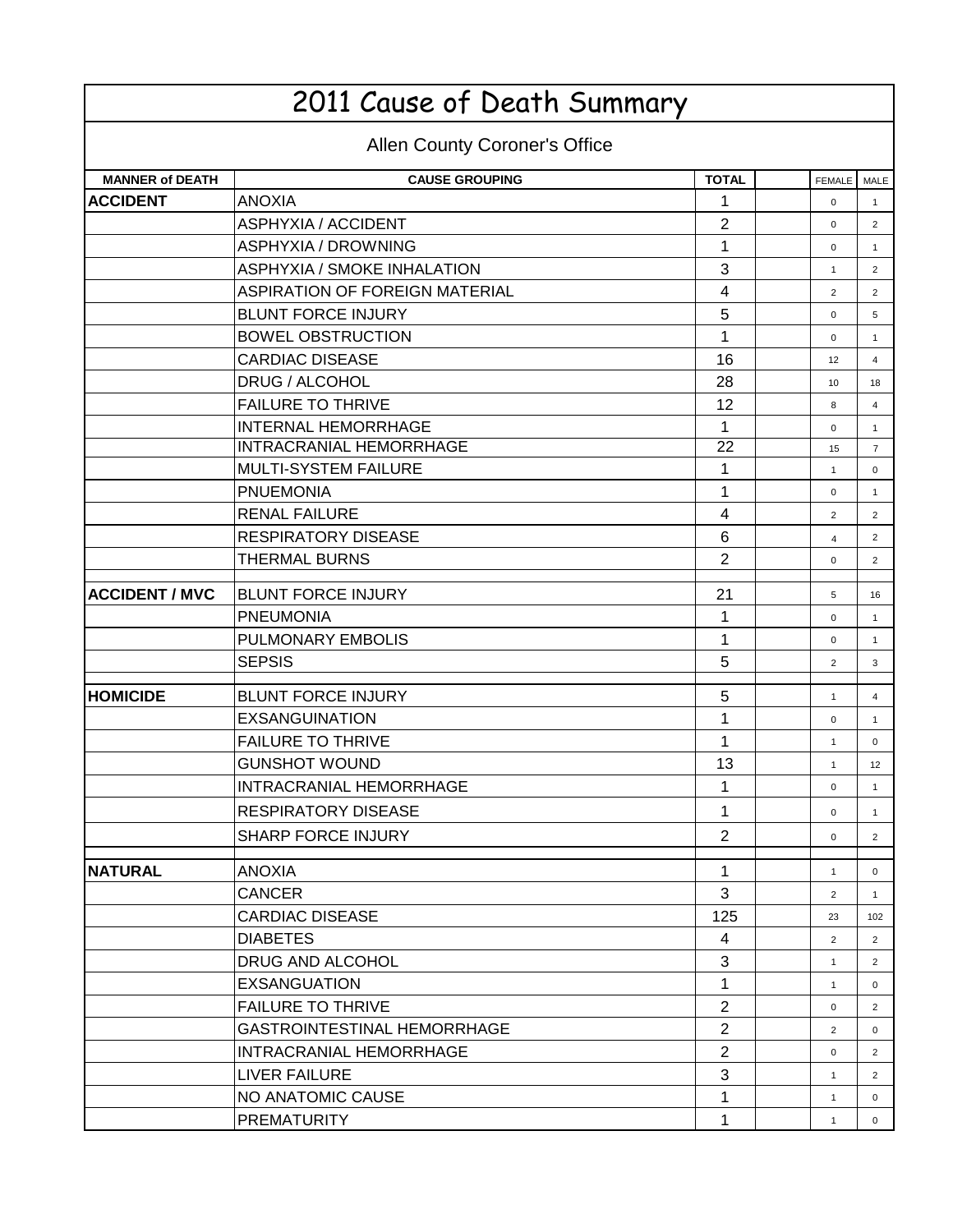# 2011 Cause of Death Summary

## Allen County Coroner's Office

| MANNER of DEATH | CAUSE GROUPING | TOTAL | | FEMALE | MALE |
|---|---|---|---|---|---|
| **ACCIDENT** | ANOXIA | 1 | | 0 | 1 |
| | ASPHYXIA / ACCIDENT | 2 | | 0 | 2 |
| | ASPHYXIA / DROWNING | 1 | | 0 | 1 |
| | ASPHYXIA / SMOKE INHALATION | 3 | | 1 | 2 |
| | ASPIRATION OF FOREIGN MATERIAL | 4 | | 2 | 2 |
| | BLUNT FORCE INJURY | 5 | | 0 | 5 |
| | BOWEL OBSTRUCTION | 1 | | 0 | 1 |
| | CARDIAC DISEASE | 16 | | 12 | 4 |
| | DRUG / ALCOHOL | 28 | | 10 | 18 |
| | FAILURE TO THRIVE | 12 | | 8 | 4 |
| | INTERNAL HEMORRHAGE | 1 | | 0 | 1 |
| | INTRACRANIAL HEMORRHAGE | 22 | | 15 | 7 |
| | MULTI-SYSTEM FAILURE | 1 | | 1 | 0 |
| | PNUEMONIA | 1 | | 0 | 1 |
| | RENAL FAILURE | 4 | | 2 | 2 |
| | RESPIRATORY DISEASE | 6 | | 4 | 2 |
| | THERMAL BURNS | 2 | | 0 | 2 |
| | | | | | |
| **ACCIDENT / MVC** | BLUNT FORCE INJURY | 21 | | 5 | 16 |
| | PNEUMONIA | 1 | | 0 | 1 |
| | PULMONARY EMBOLIS | 1 | | 0 | 1 |
| | SEPSIS | 5 | | 2 | 3 |
| | | | | | |
| **HOMICIDE** | BLUNT FORCE INJURY | 5 | | 1 | 4 |
| | EXSANGUINATION | 1 | | 0 | 1 |
| | FAILURE TO THRIVE | 1 | | 1 | 0 |
| | GUNSHOT WOUND | 13 | | 1 | 12 |
| | INTRACRANIAL HEMORRHAGE | 1 | | 0 | 1 |
| | RESPIRATORY DISEASE | 1 | | 0 | 1 |
| | SHARP FORCE INJURY | 2 | | 0 | 2 |
| | | | | | |
| **NATURAL** | ANOXIA | 1 | | 1 | 0 |
| | CANCER | 3 | | 2 | 1 |
| | CARDIAC DISEASE | 125 | | 23 | 102 |
| | DIABETES | 4 | | 2 | 2 |
| | DRUG AND ALCOHOL | 3 | | 1 | 2 |
| | EXSANGUATION | 1 | | 1 | 0 |
| | FAILURE TO THRIVE | 2 | | 0 | 2 |
| | GASTROINTESTINAL HEMORRHAGE | 2 | | 2 | 0 |
| | INTRACRANIAL HEMORRHAGE | 2 | | 0 | 2 |
| | LIVER FAILURE | 3 | | 1 | 2 |
| | NO ANATOMIC CAUSE | 1 | | 1 | 0 |
| | PREMATURITY | 1 | | 1 | 0 |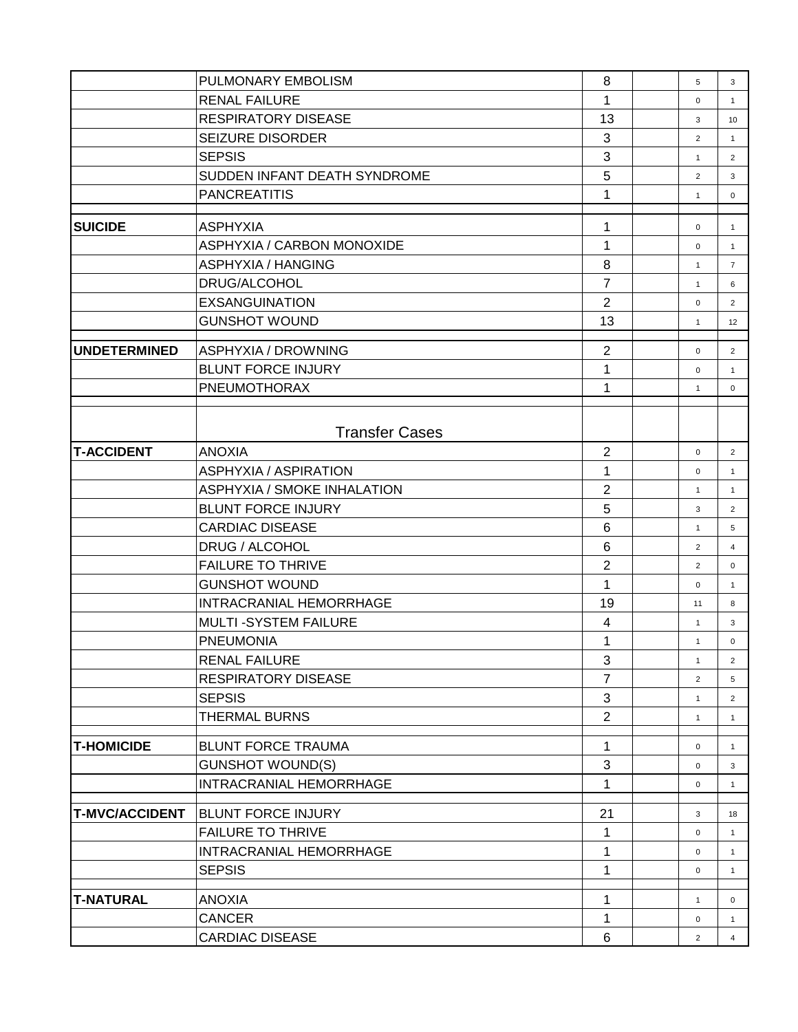|  |  |  |  |  |  |
|---|---|---|---|---|---|
|  | PULMONARY EMBOLISM | 8 |  | 5 | 3 |
|  | RENAL FAILURE | 1 |  | 0 | 1 |
|  | RESPIRATORY DISEASE | 13 |  | 3 | 10 |
|  | SEIZURE DISORDER | 3 |  | 2 | 1 |
|  | SEPSIS | 3 |  | 1 | 2 |
|  | SUDDEN INFANT DEATH SYNDROME | 5 |  | 2 | 3 |
|  | PANCREATITIS | 1 |  | 1 | 0 |
|  |  |  |  |  |  |
| **SUICIDE** | ASPHYXIA | 1 |  | 0 | 1 |
|  | ASPHYXIA / CARBON MONOXIDE | 1 |  | 0 | 1 |
|  | ASPHYXIA / HANGING | 8 |  | 1 | 7 |
|  | DRUG/ALCOHOL | 7 |  | 1 | 6 |
|  | EXSANGUINATION | 2 |  | 0 | 2 |
|  | GUNSHOT WOUND | 13 |  | 1 | 12 |
|  |  |  |  |  |  |
| **UNDETERMINED** | ASPHYXIA / DROWNING | 2 |  | 0 | 2 |
|  | BLUNT FORCE INJURY | 1 |  | 0 | 1 |
|  | PNEUMOTHORAX | 1 |  | 1 | 0 |
|  |  |  |  |  |  |
|  | Transfer Cases |  |  |  |  |
| **T-ACCIDENT** | ANOXIA | 2 |  | 0 | 2 |
|  | ASPHYXIA / ASPIRATION | 1 |  | 0 | 1 |
|  | ASPHYXIA / SMOKE INHALATION | 2 |  | 1 | 1 |
|  | BLUNT FORCE INJURY | 5 |  | 3 | 2 |
|  | CARDIAC DISEASE | 6 |  | 1 | 5 |
|  | DRUG / ALCOHOL | 6 |  | 2 | 4 |
|  | FAILURE TO THRIVE | 2 |  | 2 | 0 |
|  | GUNSHOT WOUND | 1 |  | 0 | 1 |
|  | INTRACRANIAL HEMORRHAGE | 19 |  | 11 | 8 |
|  | MULTI -SYSTEM FAILURE | 4 |  | 1 | 3 |
|  | PNEUMONIA | 1 |  | 1 | 0 |
|  | RENAL FAILURE | 3 |  | 1 | 2 |
|  | RESPIRATORY DISEASE | 7 |  | 2 | 5 |
|  | SEPSIS | 3 |  | 1 | 2 |
|  | THERMAL BURNS | 2 |  | 1 | 1 |
|  |  |  |  |  |  |
| **T-HOMICIDE** | BLUNT FORCE TRAUMA | 1 |  | 0 | 1 |
|  | GUNSHOT WOUND(S) | 3 |  | 0 | 3 |
|  | INTRACRANIAL HEMORRHAGE | 1 |  | 0 | 1 |
|  |  |  |  |  |  |
| **T-MVC/ACCIDENT** | BLUNT FORCE INJURY | 21 |  | 3 | 18 |
|  | FAILURE TO THRIVE | 1 |  | 0 | 1 |
|  | INTRACRANIAL HEMORRHAGE | 1 |  | 0 | 1 |
|  | SEPSIS | 1 |  | 0 | 1 |
|  |  |  |  |  |  |
| **T-NATURAL** | ANOXIA | 1 |  | 1 | 0 |
|  | CANCER | 1 |  | 0 | 1 |
|  | CARDIAC DISEASE | 6 |  | 2 | 4 |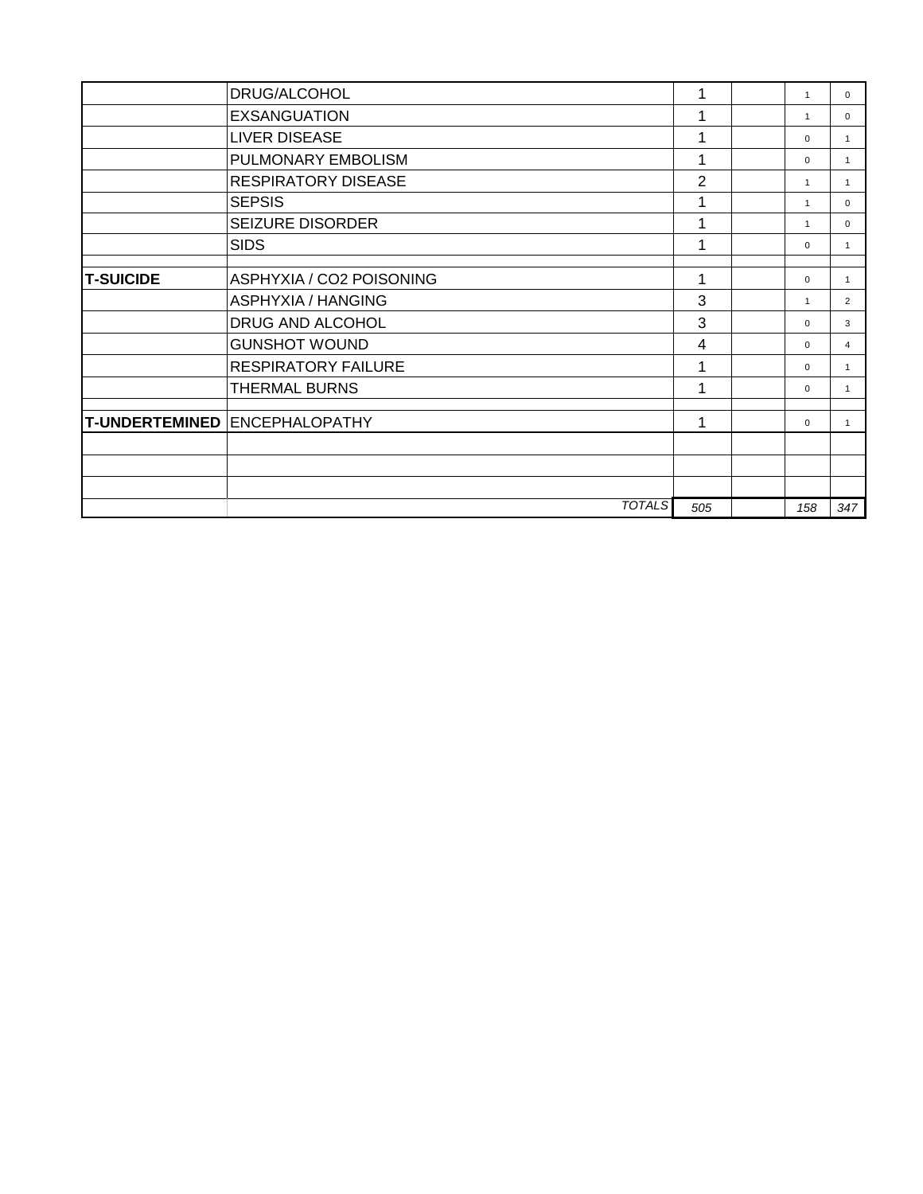| | | | | | |
|---|---|---|---|---|---|
| | DRUG/ALCOHOL | 1 | | 1 | 0 |
| | EXSANGUATION | 1 | | 1 | 0 |
| | LIVER DISEASE | 1 | | 0 | 1 |
| | PULMONARY EMBOLISM | 1 | | 0 | 1 |
| | RESPIRATORY DISEASE | 2 | | 1 | 1 |
| | SEPSIS | 1 | | 1 | 0 |
| | SEIZURE DISORDER | 1 | | 1 | 0 |
| | SIDS | 1 | | 0 | 1 |
| | | | | | |
| **T-SUICIDE** | ASPHYXIA / CO2 POISONING | 1 | | 0 | 1 |
| | ASPHYXIA / HANGING | 3 | | 1 | 2 |
| | DRUG AND ALCOHOL | 3 | | 0 | 3 |
| | GUNSHOT WOUND | 4 | | 0 | 4 |
| | RESPIRATORY FAILURE | 1 | | 0 | 1 |
| | THERMAL BURNS | 1 | | 0 | 1 |
| | | | | | |
| **T-UNDERTEMINED** | ENCEPHALOPATHY | 1 | | 0 | 1 |
| | | | | | |
| | | | | | |
| | | | | | |
| | *TOTALS* | *505* | | *158* | *347* |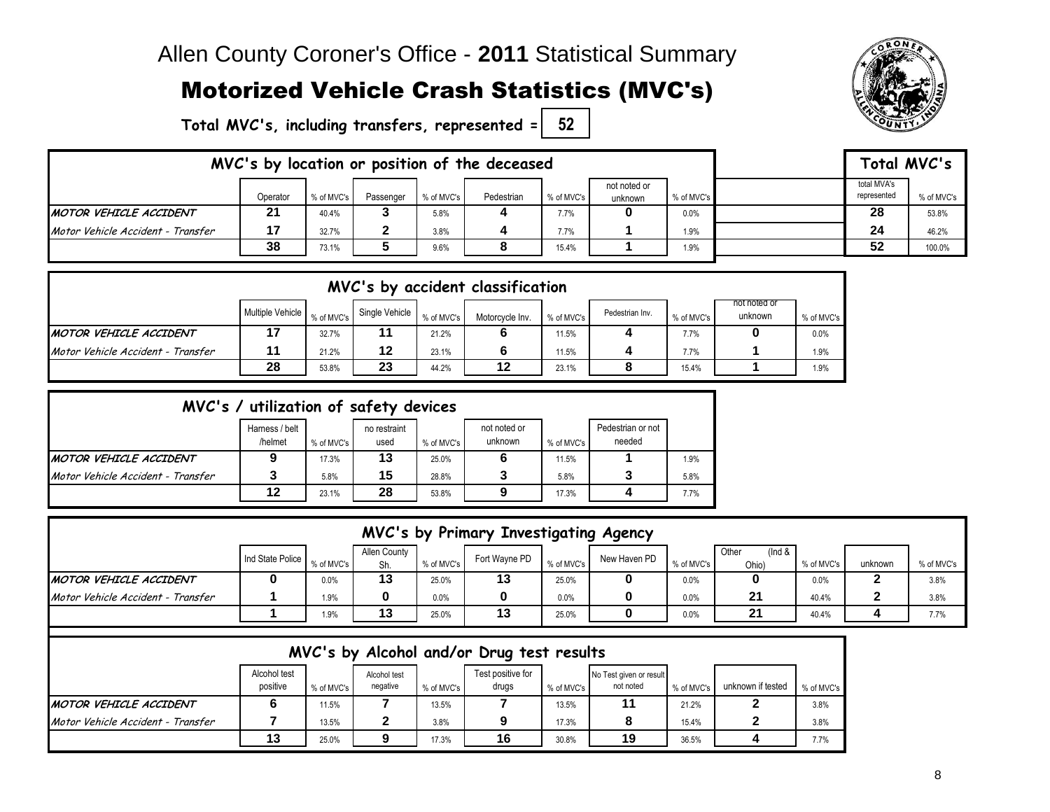# Allen County Coroner's Office - **2011** Statistical Summary

## Motorized Vehicle Crash Statistics (MVC's)

**Total MVC's, including transfers, represented = 52**

### MVC's by location or position of the deceased

| | Operator | % of MVC's | Passenger | % of MVC's | Pedestrian | % of MVC's | not noted or unknown | % of MVC's | Total MVC's: total MVA's represented | % of MVC's |
|---|---|---|---|---|---|---|---|---|---|---|
| *MOTOR VEHICLE ACCIDENT* | 21 | 40.4% | 3 | 5.8% | 4 | 7.7% | 0 | 0.0% | 28 | 53.8% |
| *Motor Vehicle Accident - Transfer* | 17 | 32.7% | 2 | 3.8% | 4 | 7.7% | 1 | 1.9% | 24 | 46.2% |
| | 38 | 73.1% | 5 | 9.6% | 8 | 15.4% | 1 | 1.9% | 52 | 100.0% |

### MVC's by accident classification

| | Multiple Vehicle | % of MVC's | Single Vehicle | % of MVC's | Motorcycle Inv. | % of MVC's | Pedestrian Inv. | % of MVC's | not noted or unknown | % of MVC's |
|---|---|---|---|---|---|---|---|---|---|---|
| *MOTOR VEHICLE ACCIDENT* | 17 | 32.7% | 11 | 21.2% | 6 | 11.5% | 4 | 7.7% | 0 | 0.0% |
| *Motor Vehicle Accident - Transfer* | 11 | 21.2% | 12 | 23.1% | 6 | 11.5% | 4 | 7.7% | 1 | 1.9% |
| | 28 | 53.8% | 23 | 44.2% | 12 | 23.1% | 8 | 15.4% | 1 | 1.9% |

### MVC's / utilization of safety devices

| | Harness / belt /helmet | % of MVC's | no restraint used | % of MVC's | not noted or unknown | % of MVC's | Pedestrian or not needed | |
|---|---|---|---|---|---|---|---|---|
| *MOTOR VEHICLE ACCIDENT* | 9 | 17.3% | 13 | 25.0% | 6 | 11.5% | 1 | 1.9% |
| *Motor Vehicle Accident - Transfer* | 3 | 5.8% | 15 | 28.8% | 3 | 5.8% | 3 | 5.8% |
| | 12 | 23.1% | 28 | 53.8% | 9 | 17.3% | 4 | 7.7% |

### MVC's by Primary Investigating Agency

| | Ind State Police | % of MVC's | Allen County Sh. | % of MVC's | Fort Wayne PD | % of MVC's | New Haven PD | % of MVC's | Other (Ind & Ohio) | % of MVC's | unknown | % of MVC's |
|---|---|---|---|---|---|---|---|---|---|---|---|---|
| *MOTOR VEHICLE ACCIDENT* | 0 | 0.0% | 13 | 25.0% | 13 | 25.0% | 0 | 0.0% | 0 | 0.0% | 2 | 3.8% |
| *Motor Vehicle Accident - Transfer* | 1 | 1.9% | 0 | 0.0% | 0 | 0.0% | 0 | 0.0% | 21 | 40.4% | 2 | 3.8% |
| | 1 | 1.9% | 13 | 25.0% | 13 | 25.0% | 0 | 0.0% | 21 | 40.4% | 4 | 7.7% |

### MVC's by Alcohol and/or Drug test results

| | Alcohol test positive | % of MVC's | Alcohol test negative | % of MVC's | Test positive for drugs | % of MVC's | No Test given or result not noted | % of MVC's | unknown if tested | % of MVC's |
|---|---|---|---|---|---|---|---|---|---|---|
| *MOTOR VEHICLE ACCIDENT* | 6 | 11.5% | 7 | 13.5% | 7 | 13.5% | 11 | 21.2% | 2 | 3.8% |
| *Motor Vehicle Accident - Transfer* | 7 | 13.5% | 2 | 3.8% | 9 | 17.3% | 8 | 15.4% | 2 | 3.8% |
| | 13 | 25.0% | 9 | 17.3% | 16 | 30.8% | 19 | 36.5% | 4 | 7.7% |